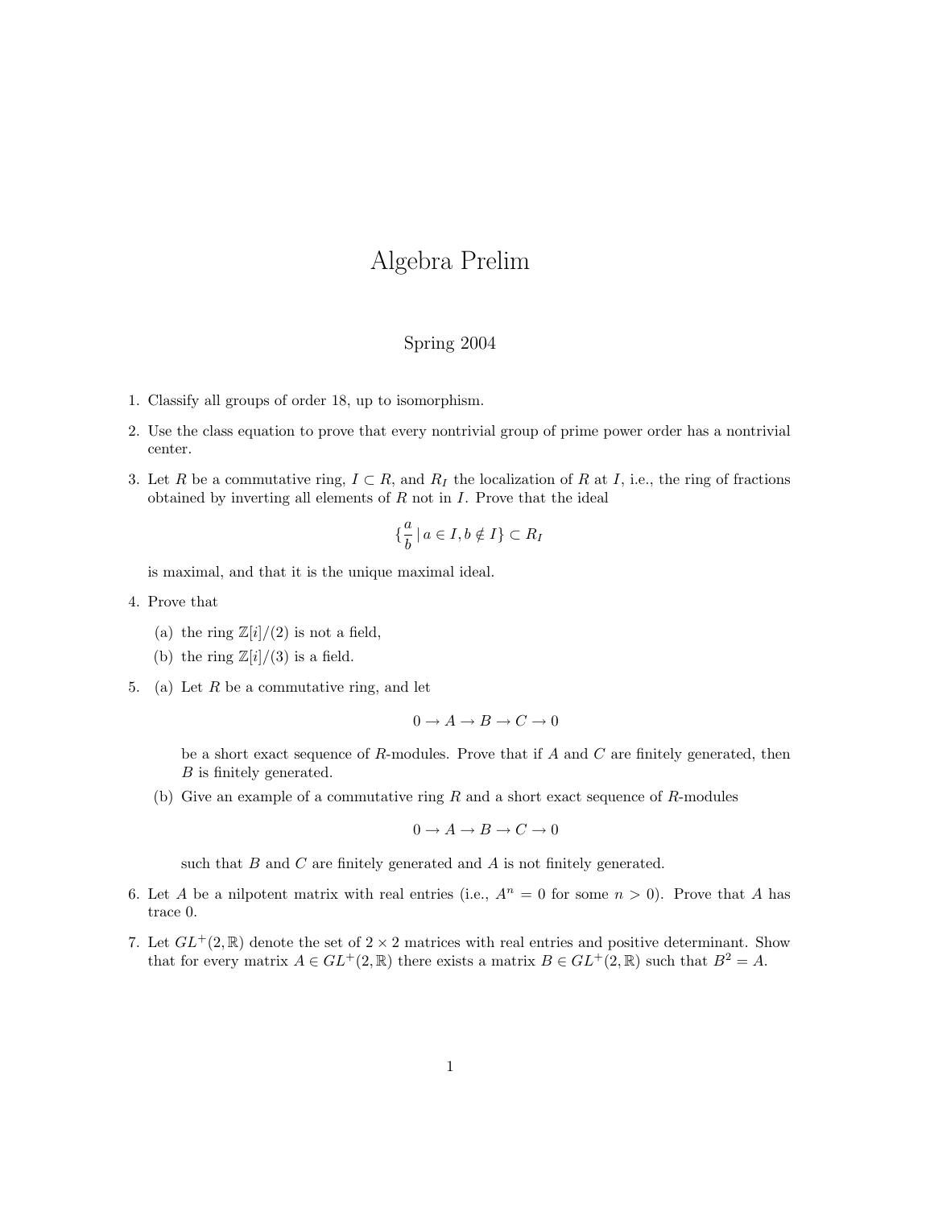# Algebra Prelim

Spring 2004

1. Classify all groups of order 18, up to isomorphism.

2. Use the class equation to prove that every nontrivial group of prime power order has a nontrivial center.

3. Let $R$ be a commutative ring, $I \subset R$, and $R_I$ the localization of $R$ at $I$, i.e., the ring of fractions obtained by inverting all elements of $R$ not in $I$. Prove that the ideal
$$\{\frac{a}{b} \mid a \in I, b \notin I\} \subset R_I$$
is maximal, and that it is the unique maximal ideal.

4. Prove that
   (a) the ring $\mathbb{Z}[i]/(2)$ is not a field,
   (b) the ring $\mathbb{Z}[i]/(3)$ is a field.

5. (a) Let $R$ be a commutative ring, and let
$$0 \to A \to B \to C \to 0$$
be a short exact sequence of $R$-modules. Prove that if $A$ and $C$ are finitely generated, then $B$ is finitely generated.

   (b) Give an example of a commutative ring $R$ and a short exact sequence of $R$-modules
$$0 \to A \to B \to C \to 0$$
such that $B$ and $C$ are finitely generated and $A$ is not finitely generated.

6. Let $A$ be a nilpotent matrix with real entries (i.e., $A^n = 0$ for some $n > 0$). Prove that $A$ has trace 0.

7. Let $GL^+(2, \mathbb{R})$ denote the set of $2 \times 2$ matrices with real entries and positive determinant. Show that for every matrix $A \in GL^+(2, \mathbb{R})$ there exists a matrix $B \in GL^+(2, \mathbb{R})$ such that $B^2 = A$.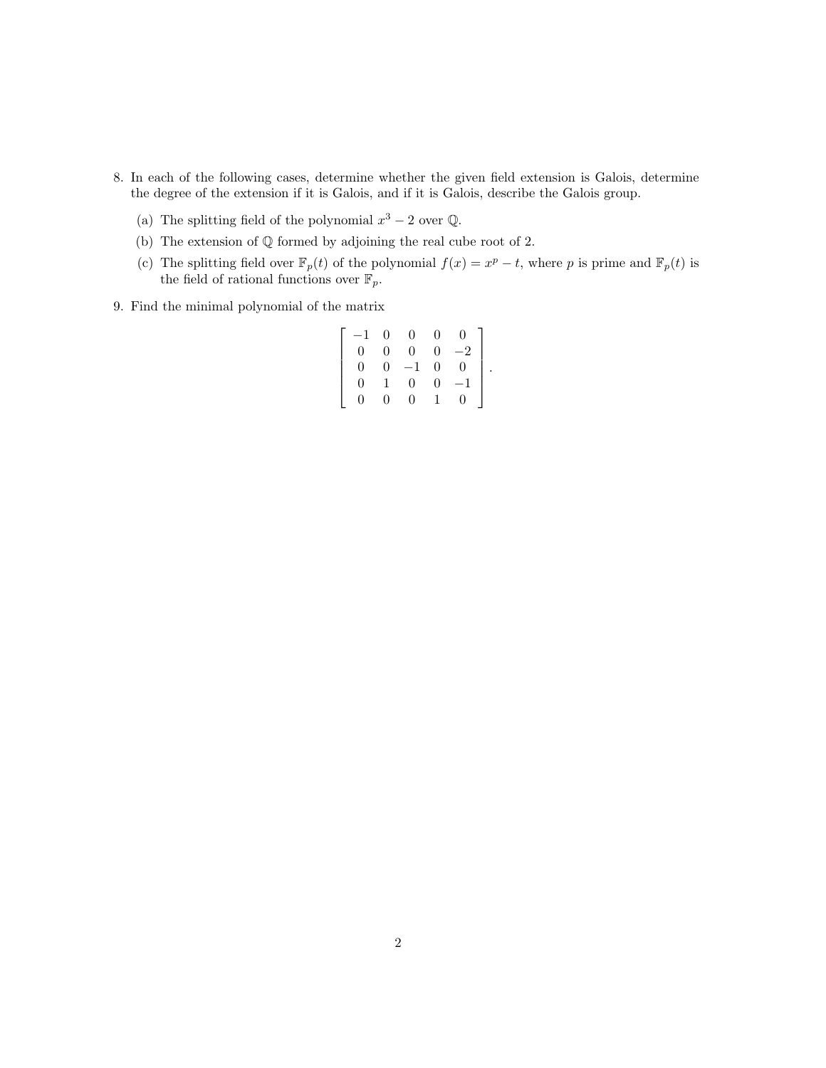8. In each of the following cases, determine whether the given field extension is Galois, determine the degree of the extension if it is Galois, and if it is Galois, describe the Galois group.

   (a) The splitting field of the polynomial $x^3 - 2$ over $\mathbb{Q}$.

   (b) The extension of $\mathbb{Q}$ formed by adjoining the real cube root of 2.

   (c) The splitting field over $\mathbb{F}_p(t)$ of the polynomial $f(x) = x^p - t$, where $p$ is prime and $\mathbb{F}_p(t)$ is the field of rational functions over $\mathbb{F}_p$.

9. Find the minimal polynomial of the matrix

$$\begin{bmatrix} -1 & 0 & 0 & 0 & 0 \\ 0 & 0 & 0 & 0 & -2 \\ 0 & 0 & -1 & 0 & 0 \\ 0 & 1 & 0 & 0 & -1 \\ 0 & 0 & 0 & 1 & 0 \end{bmatrix}.$$